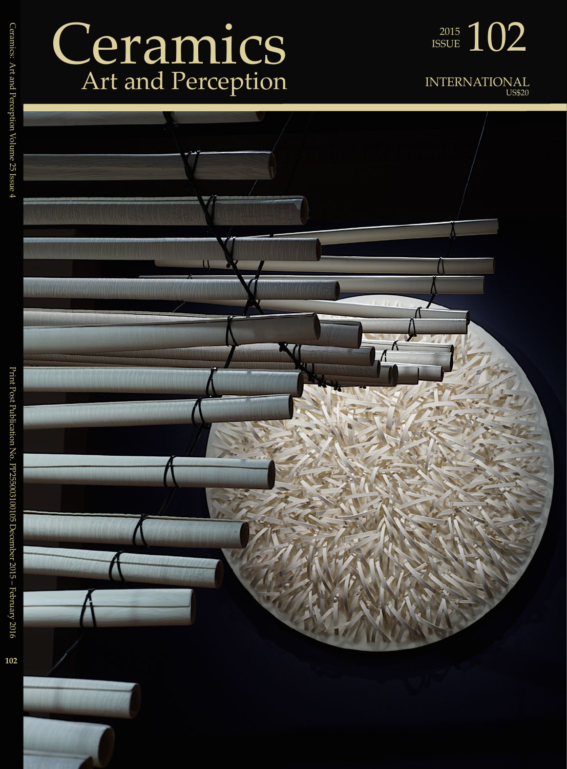# Ceramics
## Art and Perception

2015 ISSUE 102

INTERNATIONAL
US$20

Ceramics: Art and Perception Volume 25 Issue 4

Print Post Publication No. PP255003100105 December 2015 – February 2016

102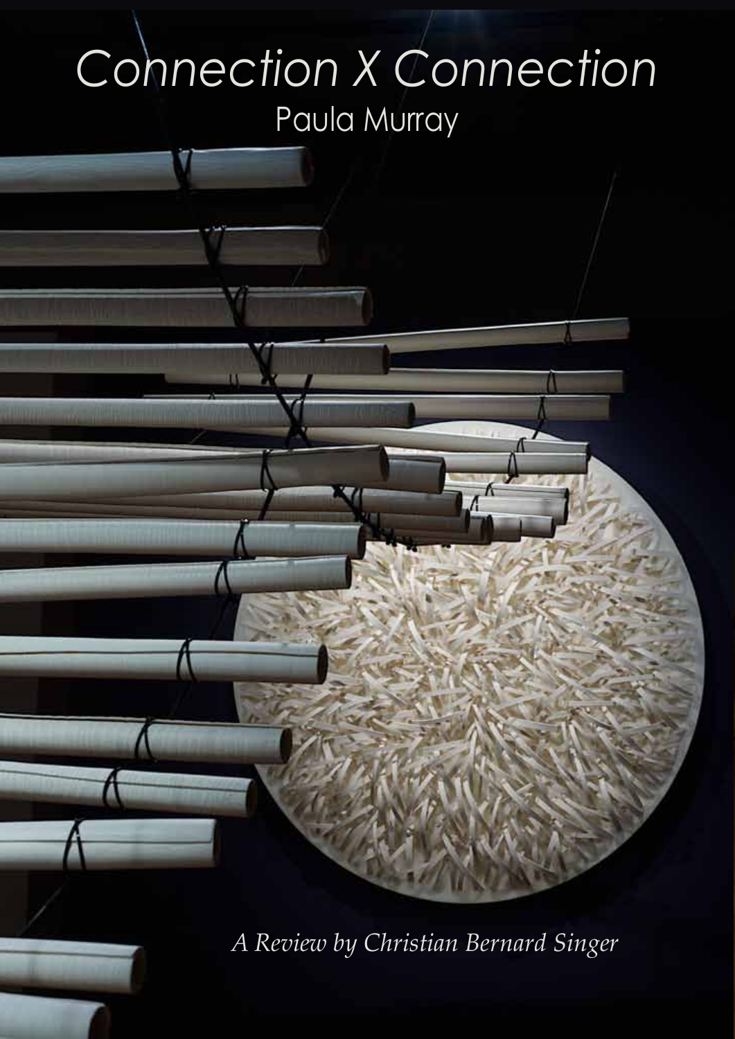# *Connection X Connection*

## Paula Murray

*A Review by Christian Bernard Singer*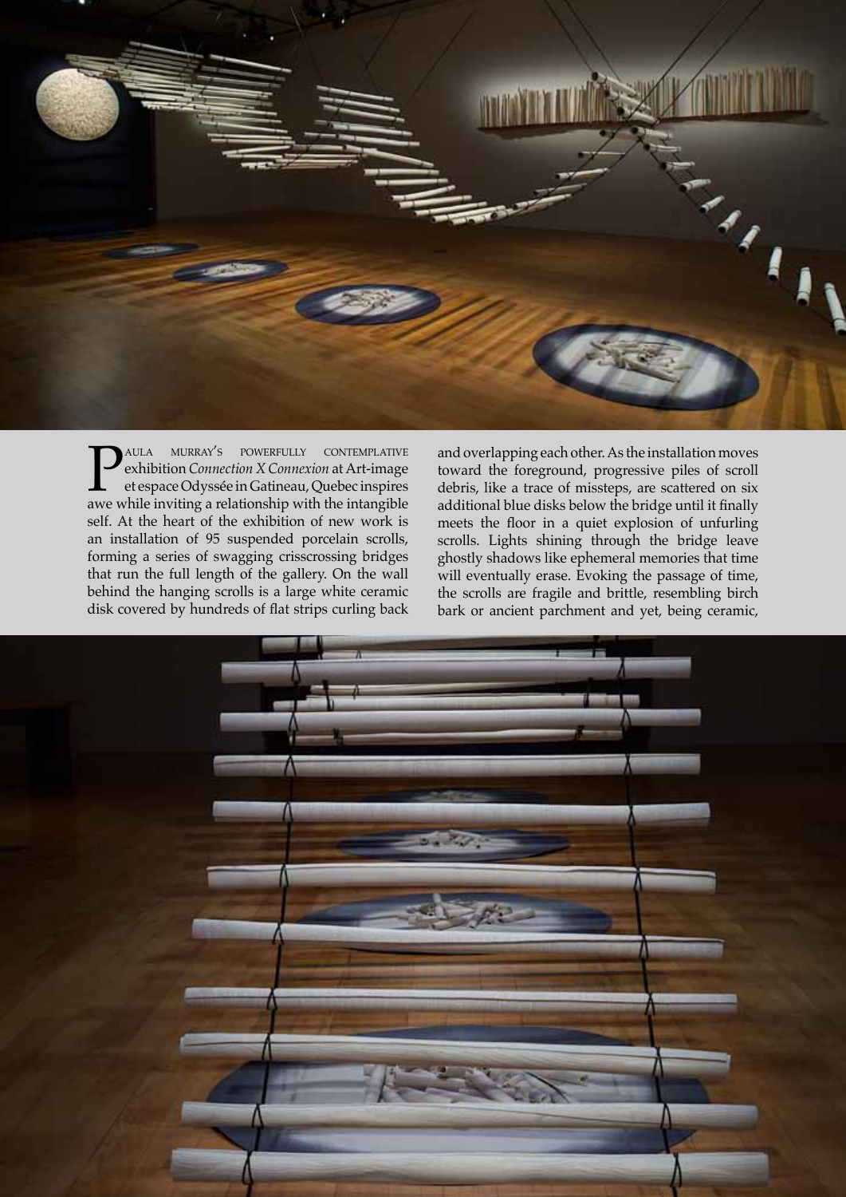Paula Murray's powerfully contemplative exhibition *Connection X Connexion* at Art-image et espace Odyssée in Gatineau, Quebec inspires awe while inviting a relationship with the intangible self. At the heart of the exhibition of new work is an installation of 95 suspended porcelain scrolls, forming a series of swagging crisscrossing bridges that run the full length of the gallery. On the wall behind the hanging scrolls is a large white ceramic disk covered by hundreds of flat strips curling back and overlapping each other. As the installation moves toward the foreground, progressive piles of scroll debris, like a trace of missteps, are scattered on six additional blue disks below the bridge until it finally meets the floor in a quiet explosion of unfurling scrolls. Lights shining through the bridge leave ghostly shadows like ephemeral memories that time will eventually erase. Evoking the passage of time, the scrolls are fragile and brittle, resembling birch bark or ancient parchment and yet, being ceramic,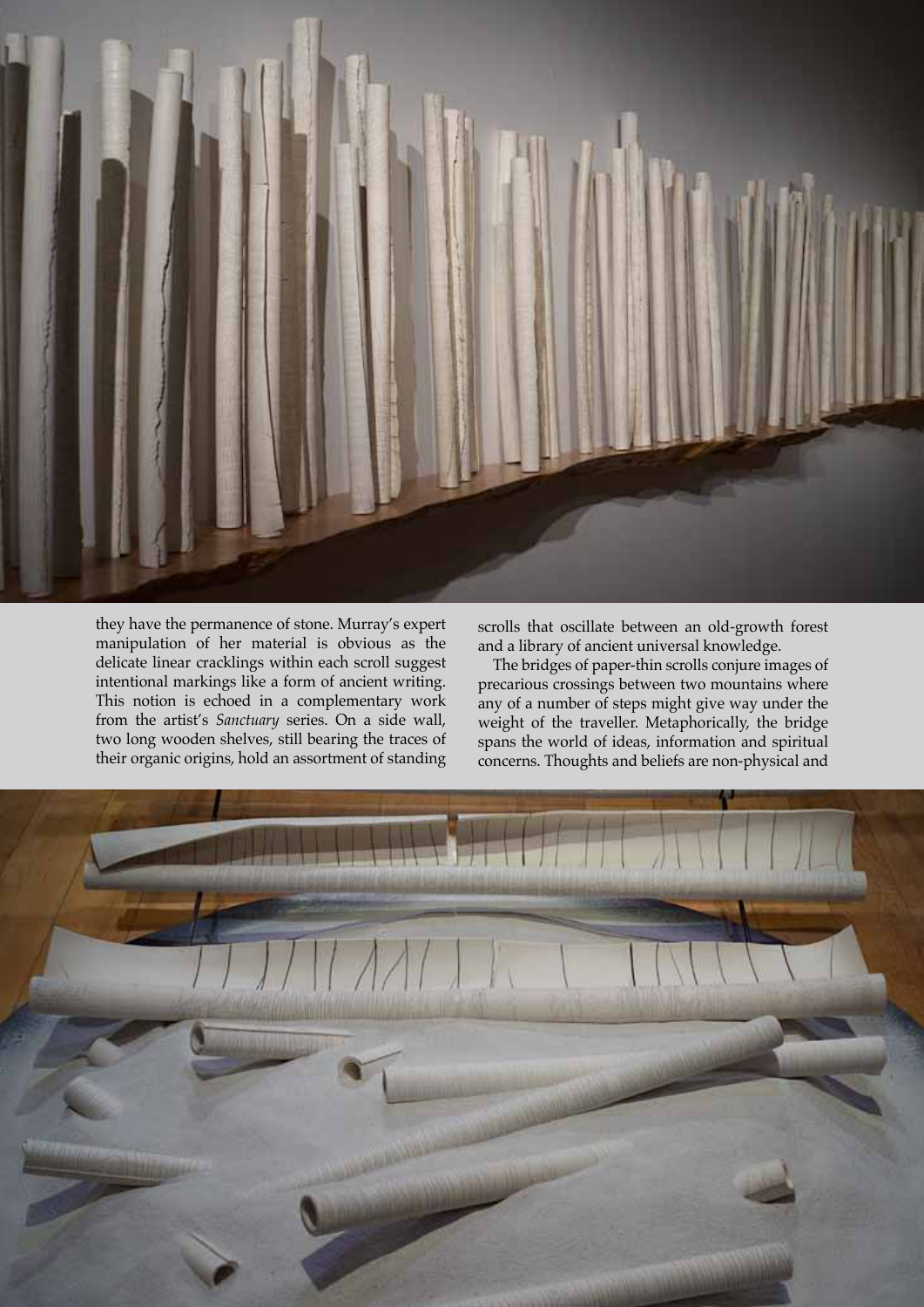they have the permanence of stone. Murray's expert manipulation of her material is obvious as the delicate linear cracklings within each scroll suggest intentional markings like a form of ancient writing. This notion is echoed in a complementary work from the artist's *Sanctuary* series. On a side wall, two long wooden shelves, still bearing the traces of their organic origins, hold an assortment of standing scrolls that oscillate between an old-growth forest and a library of ancient universal knowledge.

The bridges of paper-thin scrolls conjure images of precarious crossings between two mountains where any of a number of steps might give way under the weight of the traveller. Metaphorically, the bridge spans the world of ideas, information and spiritual concerns. Thoughts and beliefs are non-physical and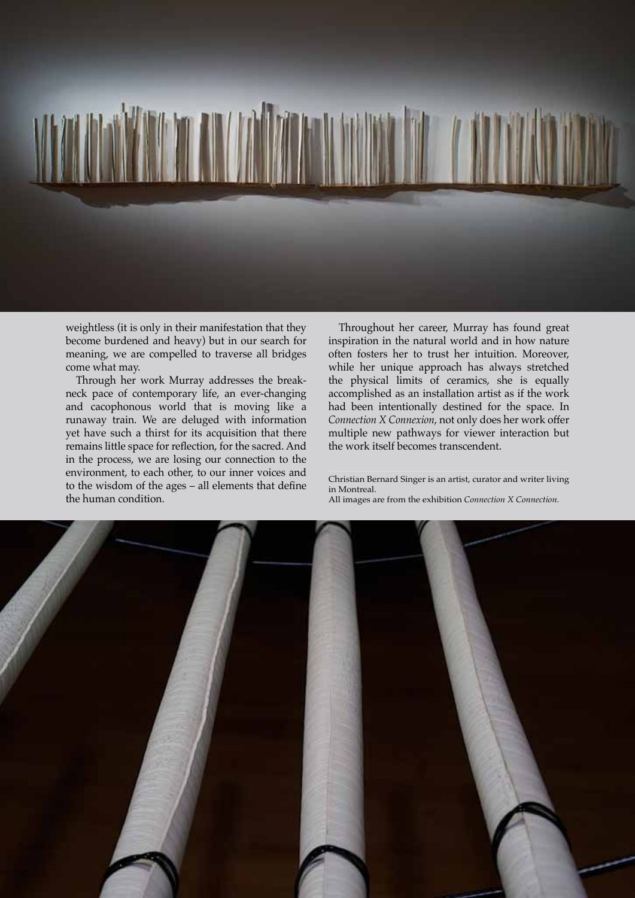weightless (it is only in their manifestation that they become burdened and heavy) but in our search for meaning, we are compelled to traverse all bridges come what may.

Through her work Murray addresses the breakneck pace of contemporary life, an ever-changing and cacophonous world that is moving like a runaway train. We are deluged with information yet have such a thirst for its acquisition that there remains little space for reflection, for the sacred. And in the process, we are losing our connection to the environment, to each other, to our inner voices and to the wisdom of the ages – all elements that define the human condition.

Throughout her career, Murray has found great inspiration in the natural world and in how nature often fosters her to trust her intuition. Moreover, while her unique approach has always stretched the physical limits of ceramics, she is equally accomplished as an installation artist as if the work had been intentionally destined for the space. In *Connection X Connexion*, not only does her work offer multiple new pathways for viewer interaction but the work itself becomes transcendent.

---

Christian Bernard Singer is an artist, curator and writer living in Montreal.
All images are from the exhibition *Connection X Connection*.